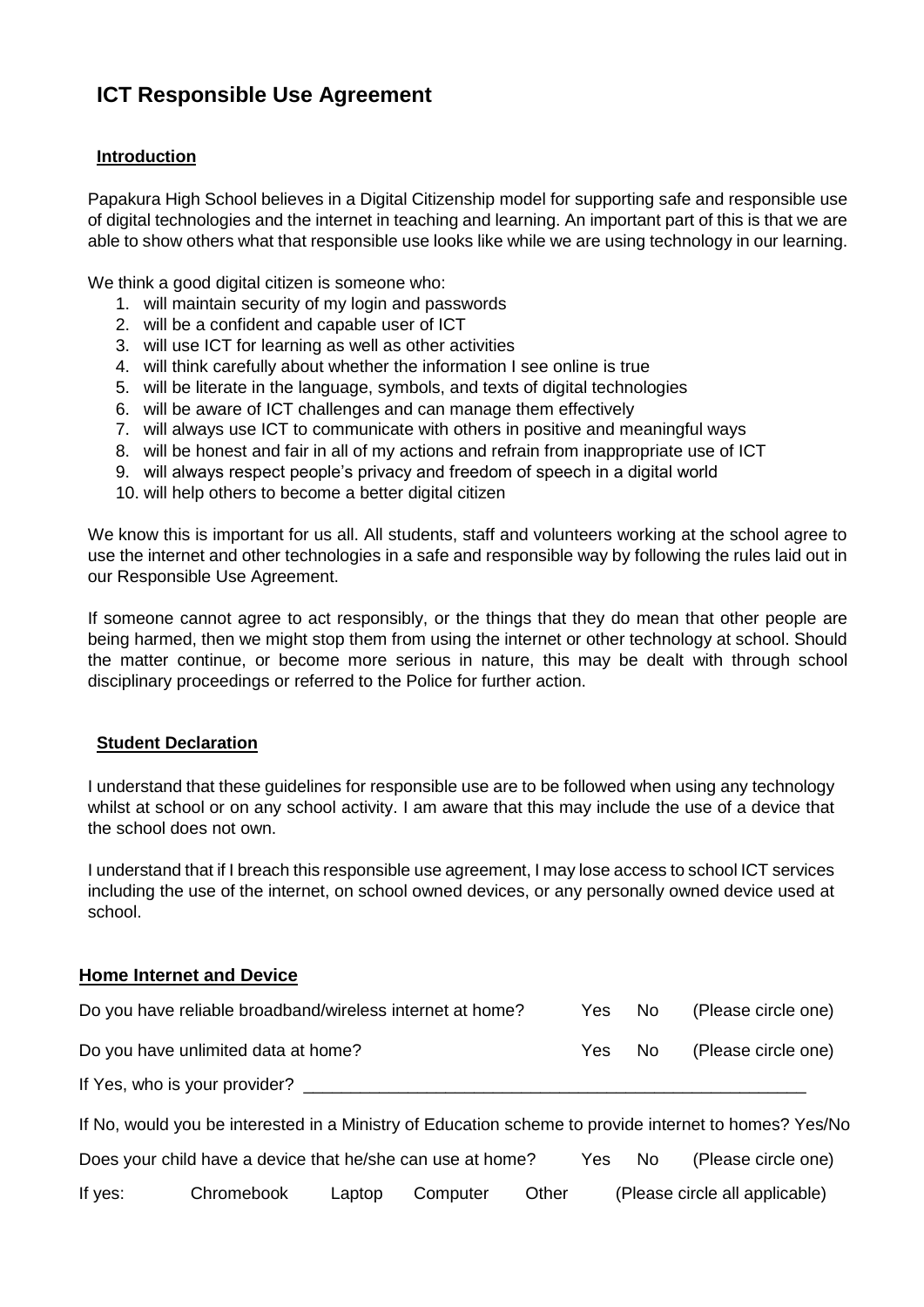# ICT Responsible Use Agreement

## Introduction

Papakura High School believes in a Digital Citizenship model for supporting safe and responsible use of digital technologies and the internet in teaching and learning. An important part of this is that we are able to show others what that responsible use looks like while we are using technology in our learning.

We think a good digital citizen is someone who:

1. will maintain security of my login and passwords
2. will be a confident and capable user of ICT
3. will use ICT for learning as well as other activities
4. will think carefully about whether the information I see online is true
5. will be literate in the language, symbols, and texts of digital technologies
6. will be aware of ICT challenges and can manage them effectively
7. will always use ICT to communicate with others in positive and meaningful ways
8. will be honest and fair in all of my actions and refrain from inappropriate use of ICT
9. will always respect people's privacy and freedom of speech in a digital world
10. will help others to become a better digital citizen

We know this is important for us all. All students, staff and volunteers working at the school agree to use the internet and other technologies in a safe and responsible way by following the rules laid out in our Responsible Use Agreement.

If someone cannot agree to act responsibly, or the things that they do mean that other people are being harmed, then we might stop them from using the internet or other technology at school. Should the matter continue, or become more serious in nature, this may be dealt with through school disciplinary proceedings or referred to the Police for further action.

## Student Declaration

I understand that these guidelines for responsible use are to be followed when using any technology whilst at school or on any school activity. I am aware that this may include the use of a device that the school does not own.

I understand that if I breach this responsible use agreement, I may lose access to school ICT services including the use of the internet, on school owned devices, or any personally owned device used at school.

## Home Internet and Device

Do you have reliable broadband/wireless internet at home? Yes No (Please circle one)

Do you have unlimited data at home? Yes No (Please circle one)

If Yes, who is your provider? ______________________________________________________

If No, would you be interested in a Ministry of Education scheme to provide internet to homes? Yes/No

Does your child have a device that he/she can use at home? Yes No (Please circle one)

If yes: Chromebook Laptop Computer Other (Please circle all applicable)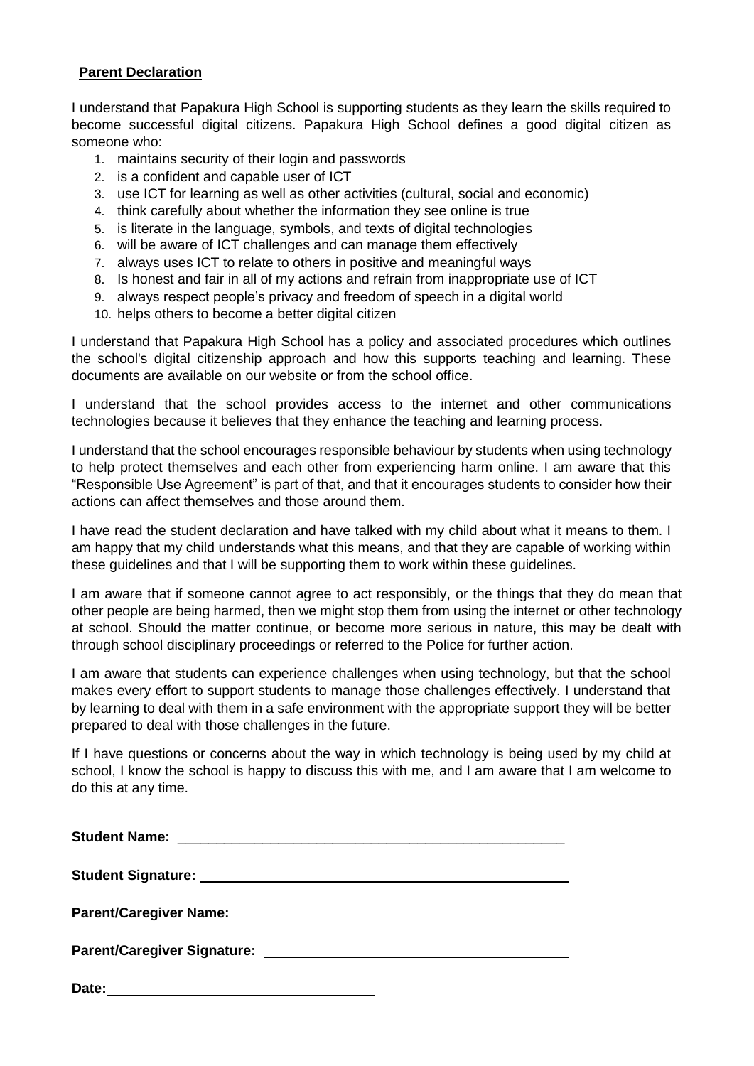**Parent Declaration**

I understand that Papakura High School is supporting students as they learn the skills required to become successful digital citizens. Papakura High School defines a good digital citizen as someone who:

1. maintains security of their login and passwords
2. is a confident and capable user of ICT
3. use ICT for learning as well as other activities (cultural, social and economic)
4. think carefully about whether the information they see online is true
5. is literate in the language, symbols, and texts of digital technologies
6. will be aware of ICT challenges and can manage them effectively
7. always uses ICT to relate to others in positive and meaningful ways
8. Is honest and fair in all of my actions and refrain from inappropriate use of ICT
9. always respect people's privacy and freedom of speech in a digital world
10. helps others to become a better digital citizen

I understand that Papakura High School has a policy and associated procedures which outlines the school's digital citizenship approach and how this supports teaching and learning. These documents are available on our website or from the school office.

I understand that the school provides access to the internet and other communications technologies because it believes that they enhance the teaching and learning process.

I understand that the school encourages responsible behaviour by students when using technology to help protect themselves and each other from experiencing harm online. I am aware that this "Responsible Use Agreement" is part of that, and that it encourages students to consider how their actions can affect themselves and those around them.

I have read the student declaration and have talked with my child about what it means to them. I am happy that my child understands what this means, and that they are capable of working within these guidelines and that I will be supporting them to work within these guidelines.

I am aware that if someone cannot agree to act responsibly, or the things that they do mean that other people are being harmed, then we might stop them from using the internet or other technology at school. Should the matter continue, or become more serious in nature, this may be dealt with through school disciplinary proceedings or referred to the Police for further action.

I am aware that students can experience challenges when using technology, but that the school makes every effort to support students to manage those challenges effectively. I understand that by learning to deal with them in a safe environment with the appropriate support they will be better prepared to deal with those challenges in the future.

If I have questions or concerns about the way in which technology is being used by my child at school, I know the school is happy to discuss this with me, and I am aware that I am welcome to do this at any time.

**Student Name:** ____________________________________________

**Student Signature:** ____________________________________________

**Parent/Caregiver Name:** ____________________________________________

**Parent/Caregiver Signature:** ____________________________________________

**Date:** ______________________________